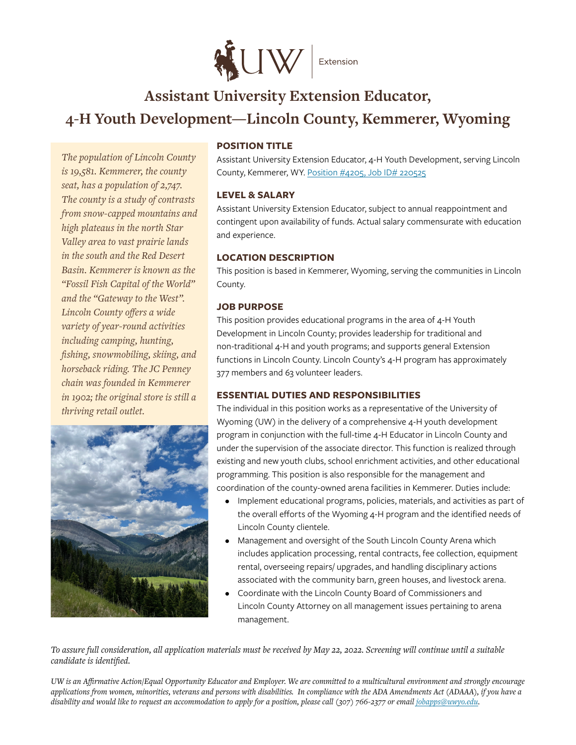UW | Extension

# Assistant University Extension Educator, 4-H Youth Development—Lincoln County, Kemmerer, Wyoming

*The population of Lincoln County is 19,581. Kemmerer, the county seat, has a population of 2,747. The county is a study of contrasts from snow-capped mountains and high plateaus in the north Star Valley area to vast prairie lands in the south and the Red Desert Basin. Kemmerer is known as the "Fossil Fish Capital of the World" and the "Gateway to the West". Lincoln County offers a wide variety of year-round activities including camping, hunting, fishing, snowmobiling, skiing, and horseback riding. The JC Penney chain was founded in Kemmerer in 1902; the original store is still a thriving retail outlet.*

## POSITION TITLE

Assistant University Extension Educator, 4-H Youth Development, serving Lincoln County, Kemmerer, WY. Position #4205, Job ID# 220525

## LEVEL & SALARY

Assistant University Extension Educator, subject to annual reappointment and contingent upon availability of funds. Actual salary commensurate with education and experience.

## LOCATION DESCRIPTION

This position is based in Kemmerer, Wyoming, serving the communities in Lincoln County.

## JOB PURPOSE

This position provides educational programs in the area of 4-H Youth Development in Lincoln County; provides leadership for traditional and non-traditional 4-H and youth programs; and supports general Extension functions in Lincoln County. Lincoln County's 4-H program has approximately 377 members and 63 volunteer leaders.

## ESSENTIAL DUTIES AND RESPONSIBILITIES

The individual in this position works as a representative of the University of Wyoming (UW) in the delivery of a comprehensive 4-H youth development program in conjunction with the full-time 4-H Educator in Lincoln County and under the supervision of the associate director. This function is realized through existing and new youth clubs, school enrichment activities, and other educational programming. This position is also responsible for the management and coordination of the county-owned arena facilities in Kemmerer. Duties include:

- Implement educational programs, policies, materials, and activities as part of the overall efforts of the Wyoming 4-H program and the identified needs of Lincoln County clientele.
- Management and oversight of the South Lincoln County Arena which includes application processing, rental contracts, fee collection, equipment rental, overseeing repairs/ upgrades, and handling disciplinary actions associated with the community barn, green houses, and livestock arena.
- Coordinate with the Lincoln County Board of Commissioners and Lincoln County Attorney on all management issues pertaining to arena management.

*To assure full consideration, all application materials must be received by May 22, 2022. Screening will continue until a suitable candidate is identified.*

*UW is an Affirmative Action/Equal Opportunity Educator and Employer. We are committed to a multicultural environment and strongly encourage applications from women, minorities, veterans and persons with disabilities. In compliance with the ADA Amendments Act (ADAAA), if you have a disability and would like to request an accommodation to apply for a position, please call (307) 766-2377 or email jobapps@uwyo.edu.*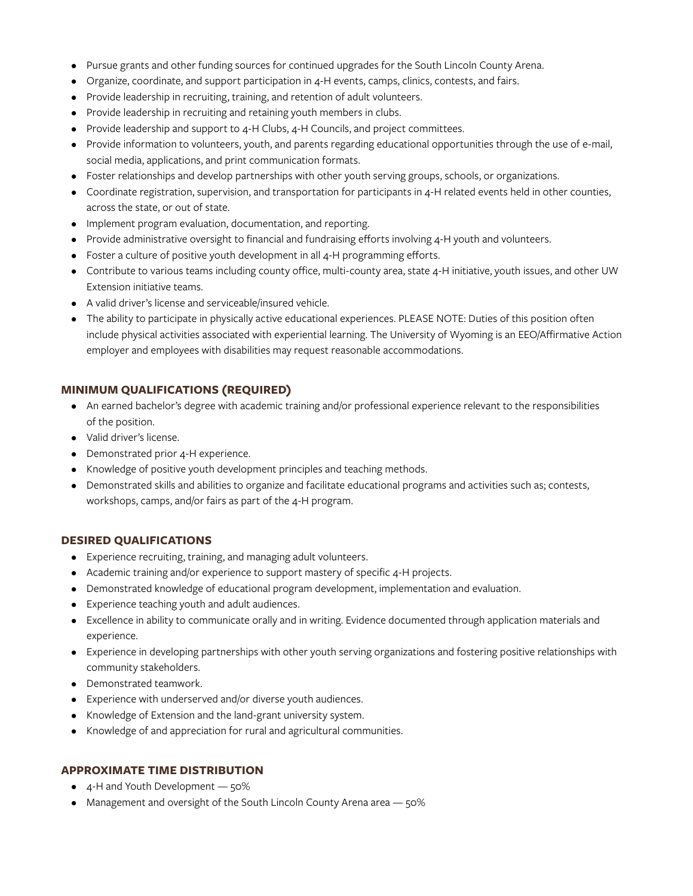- Pursue grants and other funding sources for continued upgrades for the South Lincoln County Arena.
- Organize, coordinate, and support participation in 4-H events, camps, clinics, contests, and fairs.
- Provide leadership in recruiting, training, and retention of adult volunteers.
- Provide leadership in recruiting and retaining youth members in clubs.
- Provide leadership and support to 4-H Clubs, 4-H Councils, and project committees.
- Provide information to volunteers, youth, and parents regarding educational opportunities through the use of e-mail, social media, applications, and print communication formats.
- Foster relationships and develop partnerships with other youth serving groups, schools, or organizations.
- Coordinate registration, supervision, and transportation for participants in 4-H related events held in other counties, across the state, or out of state.
- Implement program evaluation, documentation, and reporting.
- Provide administrative oversight to financial and fundraising efforts involving 4-H youth and volunteers.
- Foster a culture of positive youth development in all 4-H programming efforts.
- Contribute to various teams including county office, multi-county area, state 4-H initiative, youth issues, and other UW Extension initiative teams.
- A valid driver's license and serviceable/insured vehicle.
- The ability to participate in physically active educational experiences. PLEASE NOTE: Duties of this position often include physical activities associated with experiential learning. The University of Wyoming is an EEO/Affirmative Action employer and employees with disabilities may request reasonable accommodations.

## MINIMUM QUALIFICATIONS (REQUIRED)

- An earned bachelor's degree with academic training and/or professional experience relevant to the responsibilities of the position.
- Valid driver's license.
- Demonstrated prior 4-H experience.
- Knowledge of positive youth development principles and teaching methods.
- Demonstrated skills and abilities to organize and facilitate educational programs and activities such as; contests, workshops, camps, and/or fairs as part of the 4-H program.

## DESIRED QUALIFICATIONS

- Experience recruiting, training, and managing adult volunteers.
- Academic training and/or experience to support mastery of specific 4-H projects.
- Demonstrated knowledge of educational program development, implementation and evaluation.
- Experience teaching youth and adult audiences.
- Excellence in ability to communicate orally and in writing. Evidence documented through application materials and experience.
- Experience in developing partnerships with other youth serving organizations and fostering positive relationships with community stakeholders.
- Demonstrated teamwork.
- Experience with underserved and/or diverse youth audiences.
- Knowledge of Extension and the land-grant university system.
- Knowledge of and appreciation for rural and agricultural communities.

## APPROXIMATE TIME DISTRIBUTION

- 4-H and Youth Development — 50%
- Management and oversight of the South Lincoln County Arena area — 50%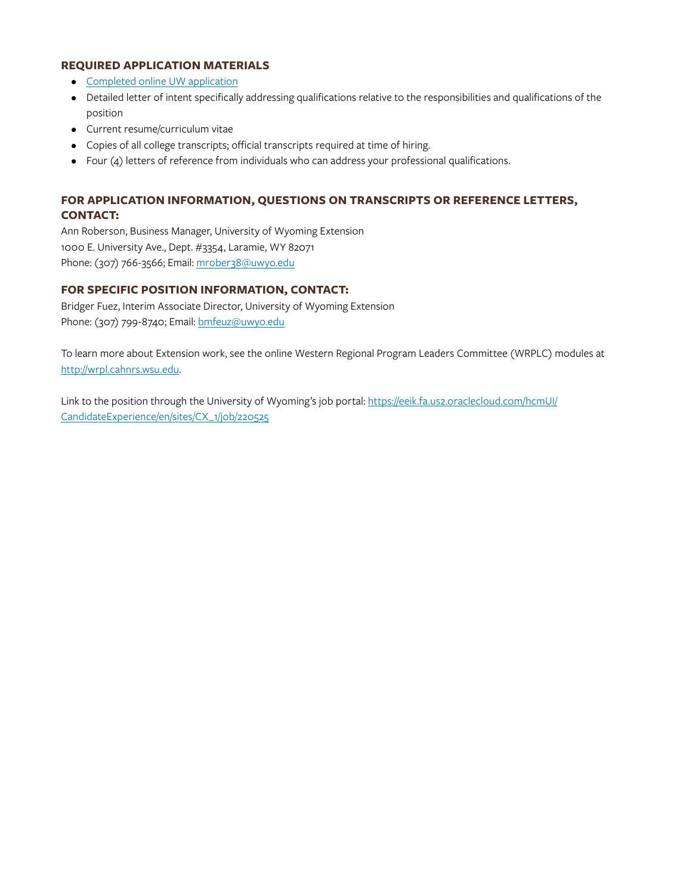### REQUIRED APPLICATION MATERIALS

- Completed online UW application
- Detailed letter of intent specifically addressing qualifications relative to the responsibilities and qualifications of the position
- Current resume/curriculum vitae
- Copies of all college transcripts; official transcripts required at time of hiring.
- Four (4) letters of reference from individuals who can address your professional qualifications.

### FOR APPLICATION INFORMATION, QUESTIONS ON TRANSCRIPTS OR REFERENCE LETTERS, CONTACT:

Ann Roberson, Business Manager, University of Wyoming Extension
1000 E. University Ave., Dept. #3354, Laramie, WY 82071
Phone: (307) 766-3566; Email: mrober38@uwyo.edu

### FOR SPECIFIC POSITION INFORMATION, CONTACT:

Bridger Fuez, Interim Associate Director, University of Wyoming Extension
Phone: (307) 799-8740; Email: bmfeuz@uwyo.edu

To learn more about Extension work, see the online Western Regional Program Leaders Committee (WRPLC) modules at http://wrpl.cahnrs.wsu.edu.

Link to the position through the University of Wyoming's job portal: https://eeik.fa.us2.oraclecloud.com/hcmUI/CandidateExperience/en/sites/CX_1/job/220525